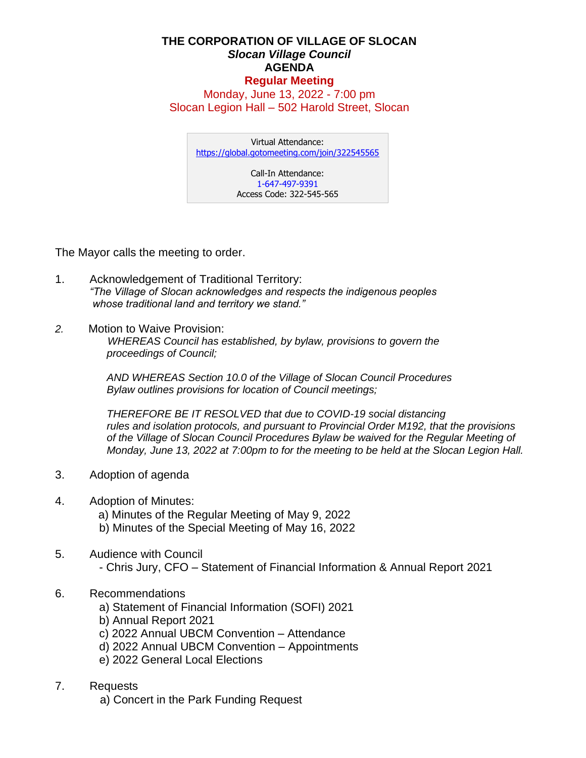# THE CORPORATION OF VILLAGE OF SLOCAN

***Slocan Village Council***

**AGENDA**

**Regular Meeting**

Monday, June 13, 2022 - 7:00 pm

Slocan Legion Hall – 502 Harold Street, Slocan

Virtual Attendance:
https://global.gotomeeting.com/join/322545565

Call-In Attendance:
1-647-497-9391
Access Code: 322-545-565

The Mayor calls the meeting to order.

1. Acknowledgement of Traditional Territory:
   *"The Village of Slocan acknowledges and respects the indigenous peoples whose traditional land and territory we stand."*

2. Motion to Waive Provision:
   *WHEREAS Council has established, by bylaw, provisions to govern the proceedings of Council;*

   *AND WHEREAS Section 10.0 of the Village of Slocan Council Procedures Bylaw outlines provisions for location of Council meetings;*

   *THEREFORE BE IT RESOLVED that due to COVID-19 social distancing rules and isolation protocols, and pursuant to Provincial Order M192, that the provisions of the Village of Slocan Council Procedures Bylaw be waived for the Regular Meeting of Monday, June 13, 2022 at 7:00pm to for the meeting to be held at the Slocan Legion Hall.*

3. Adoption of agenda

4. Adoption of Minutes:
   a) Minutes of the Regular Meeting of May 9, 2022
   b) Minutes of the Special Meeting of May 16, 2022

5. Audience with Council
   - Chris Jury, CFO – Statement of Financial Information & Annual Report 2021

6. Recommendations
   a) Statement of Financial Information (SOFI) 2021
   b) Annual Report 2021
   c) 2022 Annual UBCM Convention – Attendance
   d) 2022 Annual UBCM Convention – Appointments
   e) 2022 General Local Elections

7. Requests
   a) Concert in the Park Funding Request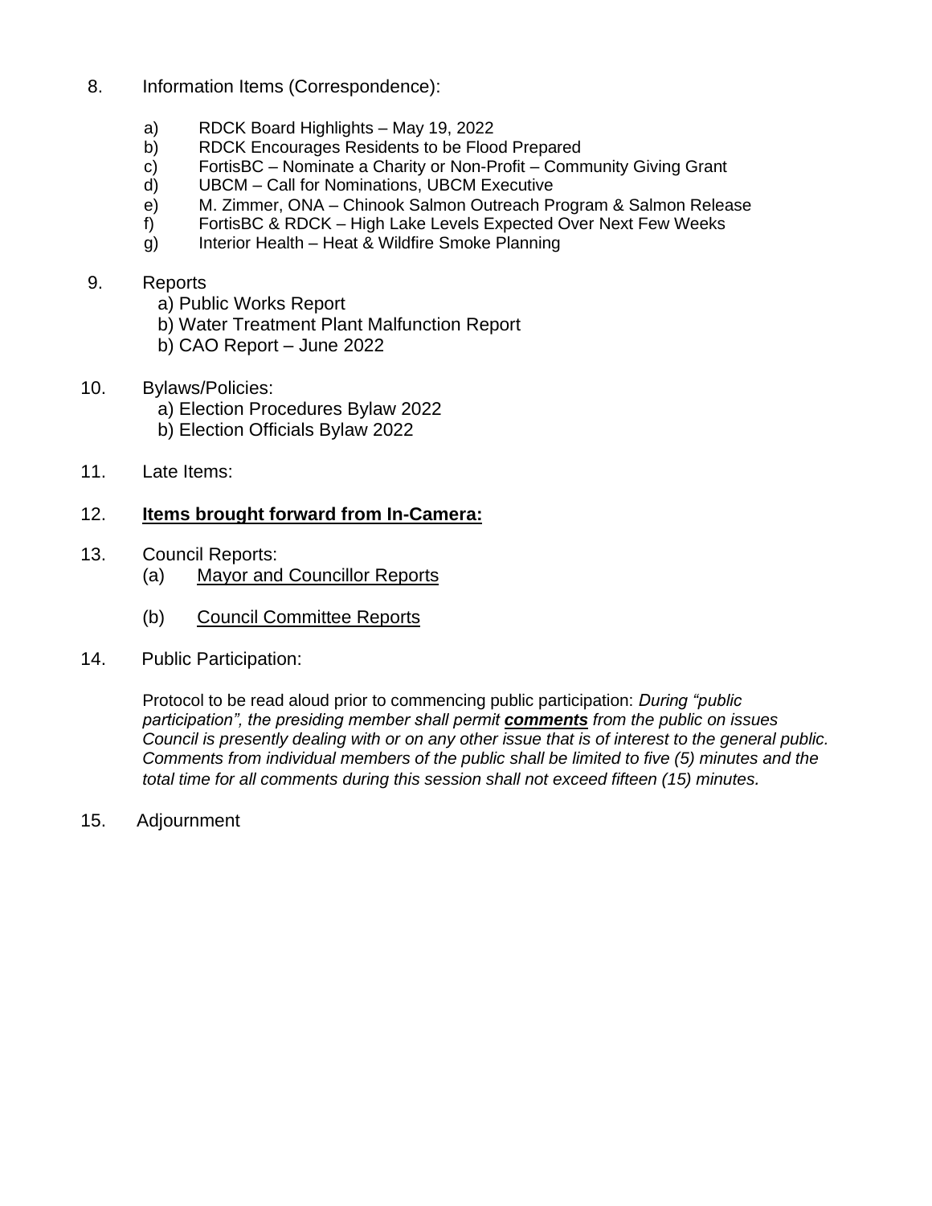8. Information Items (Correspondence):

   a) RDCK Board Highlights – May 19, 2022
   b) RDCK Encourages Residents to be Flood Prepared
   c) FortisBC – Nominate a Charity or Non-Profit – Community Giving Grant
   d) UBCM – Call for Nominations, UBCM Executive
   e) M. Zimmer, ONA – Chinook Salmon Outreach Program & Salmon Release
   f) FortisBC & RDCK – High Lake Levels Expected Over Next Few Weeks
   g) Interior Health – Heat & Wildfire Smoke Planning

9. Reports
   a) Public Works Report
   b) Water Treatment Plant Malfunction Report
   b) CAO Report – June 2022

10. Bylaws/Policies:
    a) Election Procedures Bylaw 2022
    b) Election Officials Bylaw 2022

11. Late Items:

12. **Items brought forward from In-Camera:**

13. Council Reports:
    (a) Mayor and Councillor Reports

    (b) Council Committee Reports

14. Public Participation:

    Protocol to be read aloud prior to commencing public participation: *During "public participation", the presiding member shall permit* ***comments*** *from the public on issues Council is presently dealing with or on any other issue that is of interest to the general public. Comments from individual members of the public shall be limited to five (5) minutes and the total time for all comments during this session shall not exceed fifteen (15) minutes.*

15. Adjournment